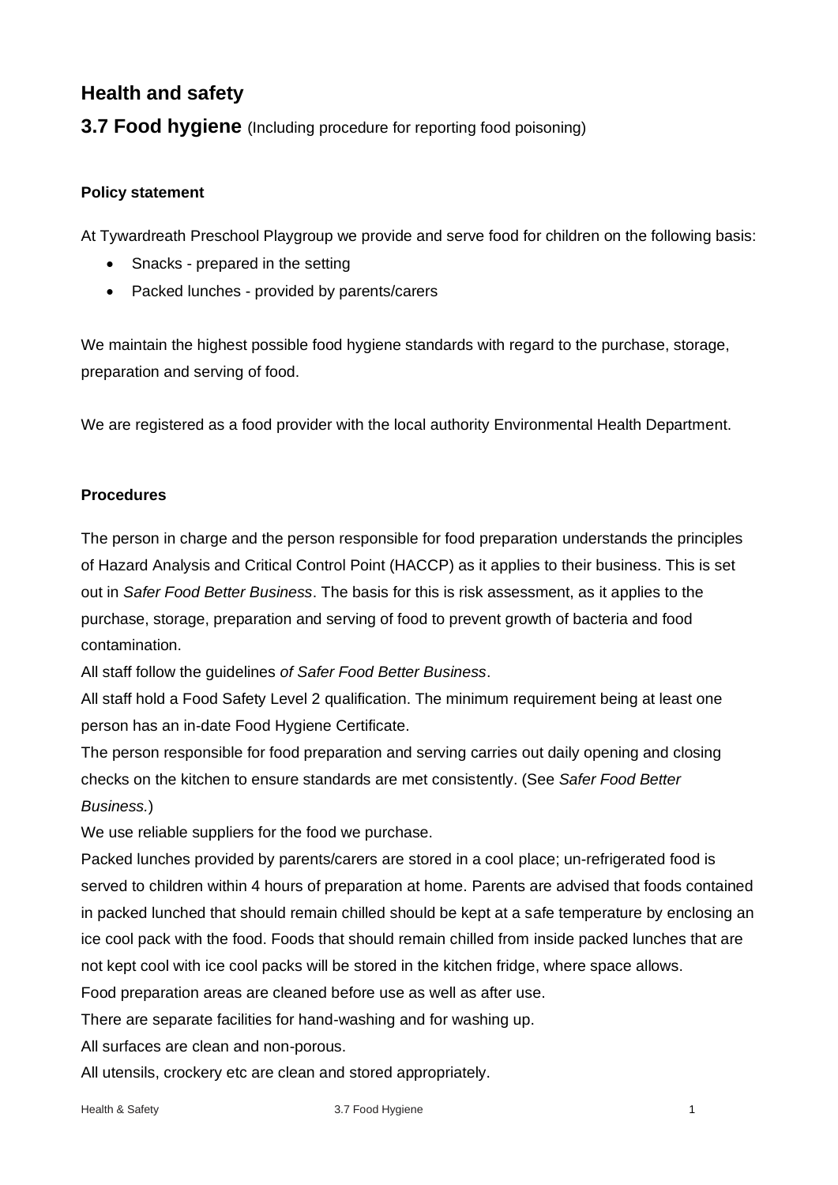## Health and safety

### 3.7 Food hygiene (Including procedure for reporting food poisoning)

**Policy statement**

At Tywardreath Preschool Playgroup we provide and serve food for children on the following basis:

- Snacks - prepared in the setting
- Packed lunches - provided by parents/carers

We maintain the highest possible food hygiene standards with regard to the purchase, storage, preparation and serving of food.

We are registered as a food provider with the local authority Environmental Health Department.

**Procedures**

The person in charge and the person responsible for food preparation understands the principles of Hazard Analysis and Critical Control Point (HACCP) as it applies to their business. This is set out in *Safer Food Better Business*. The basis for this is risk assessment, as it applies to the purchase, storage, preparation and serving of food to prevent growth of bacteria and food contamination.

All staff follow the guidelines *of Safer Food Better Business*.

All staff hold a Food Safety Level 2 qualification. The minimum requirement being at least one person has an in-date Food Hygiene Certificate.

The person responsible for food preparation and serving carries out daily opening and closing checks on the kitchen to ensure standards are met consistently. (See *Safer Food Better Business.*)

We use reliable suppliers for the food we purchase.

Packed lunches provided by parents/carers are stored in a cool place; un-refrigerated food is served to children within 4 hours of preparation at home. Parents are advised that foods contained in packed lunched that should remain chilled should be kept at a safe temperature by enclosing an ice cool pack with the food. Foods that should remain chilled from inside packed lunches that are not kept cool with ice cool packs will be stored in the kitchen fridge, where space allows.

Food preparation areas are cleaned before use as well as after use.

There are separate facilities for hand-washing and for washing up.

All surfaces are clean and non-porous.

All utensils, crockery etc are clean and stored appropriately.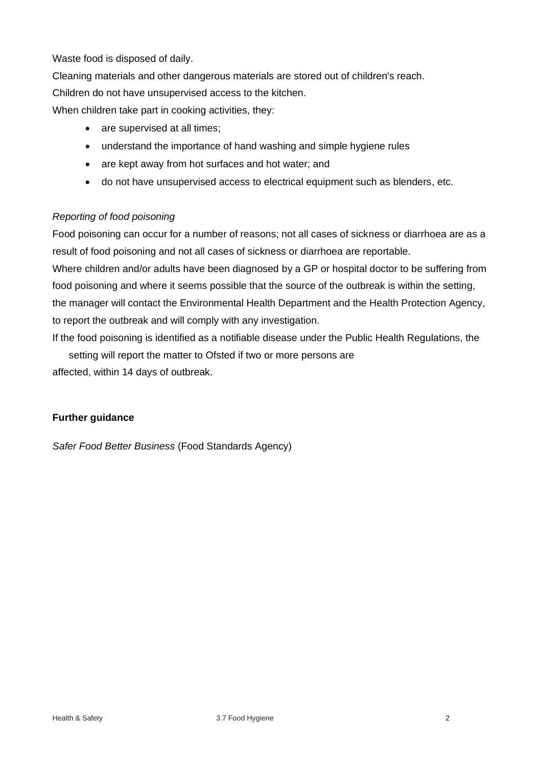Waste food is disposed of daily.

Cleaning materials and other dangerous materials are stored out of children's reach.

Children do not have unsupervised access to the kitchen.

When children take part in cooking activities, they:

- are supervised at all times;
- understand the importance of hand washing and simple hygiene rules
- are kept away from hot surfaces and hot water; and
- do not have unsupervised access to electrical equipment such as blenders, etc.

*Reporting of food poisoning*

Food poisoning can occur for a number of reasons; not all cases of sickness or diarrhoea are as a result of food poisoning and not all cases of sickness or diarrhoea are reportable.

Where children and/or adults have been diagnosed by a GP or hospital doctor to be suffering from food poisoning and where it seems possible that the source of the outbreak is within the setting, the manager will contact the Environmental Health Department and the Health Protection Agency, to report the outbreak and will comply with any investigation.

If the food poisoning is identified as a notifiable disease under the Public Health Regulations, the setting will report the matter to Ofsted if two or more persons are affected, within 14 days of outbreak.

**Further guidance**

*Safer Food Better Business* (Food Standards Agency)